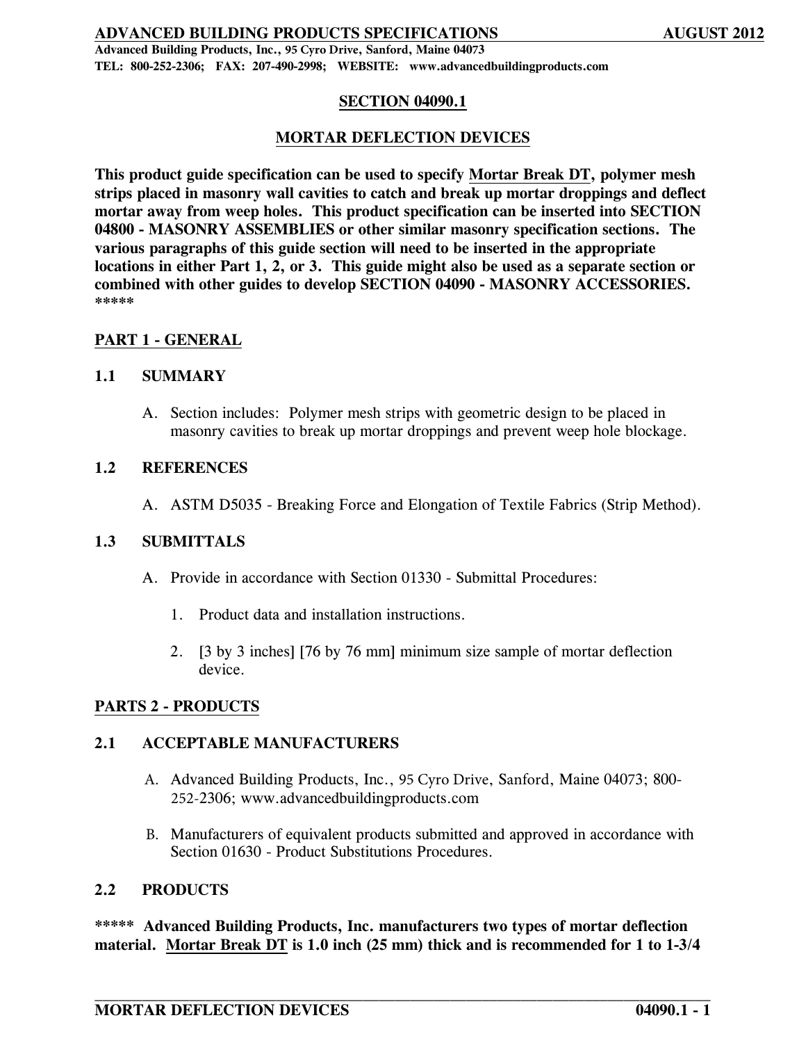# SECTION 04090.1

## MORTAR DEFLECTION DEVICES

**This product guide specification can be used to specify <u>Mortar Break DT</u>, polymer mesh strips placed in masonry wall cavities to catch and break up mortar droppings and deflect mortar away from weep holes. This product specification can be inserted into SECTION 04800 - MASONRY ASSEMBLIES or other similar masonry specification sections. The various paragraphs of this guide section will need to be inserted in the appropriate locations in either Part 1, 2, or 3. This guide might also be used as a separate section or combined with other guides to develop SECTION 04090 - MASONRY ACCESSORIES. \*\*\*\*\***

## PART 1 - GENERAL

### 1.1 SUMMARY

A. Section includes: Polymer mesh strips with geometric design to be placed in masonry cavities to break up mortar droppings and prevent weep hole blockage.

### 1.2 REFERENCES

A. ASTM D5035 - Breaking Force and Elongation of Textile Fabrics (Strip Method).

### 1.3 SUBMITTALS

A. Provide in accordance with Section 01330 - Submittal Procedures:

1. Product data and installation instructions.
2. [3 by 3 inches] [76 by 76 mm] minimum size sample of mortar deflection device.

## PARTS 2 - PRODUCTS

### 2.1 ACCEPTABLE MANUFACTURERS

A. Advanced Building Products, Inc., 95 Cyro Drive, Sanford, Maine 04073; 800-252-2306; www.advancedbuildingproducts.com

B. Manufacturers of equivalent products submitted and approved in accordance with Section 01630 - Product Substitutions Procedures.

### 2.2 PRODUCTS

**\*\*\*\*\* Advanced Building Products, Inc. manufacturers two types of mortar deflection material. <u>Mortar Break DT</u> is 1.0 inch (25 mm) thick and is recommended for 1 to 1-3/4**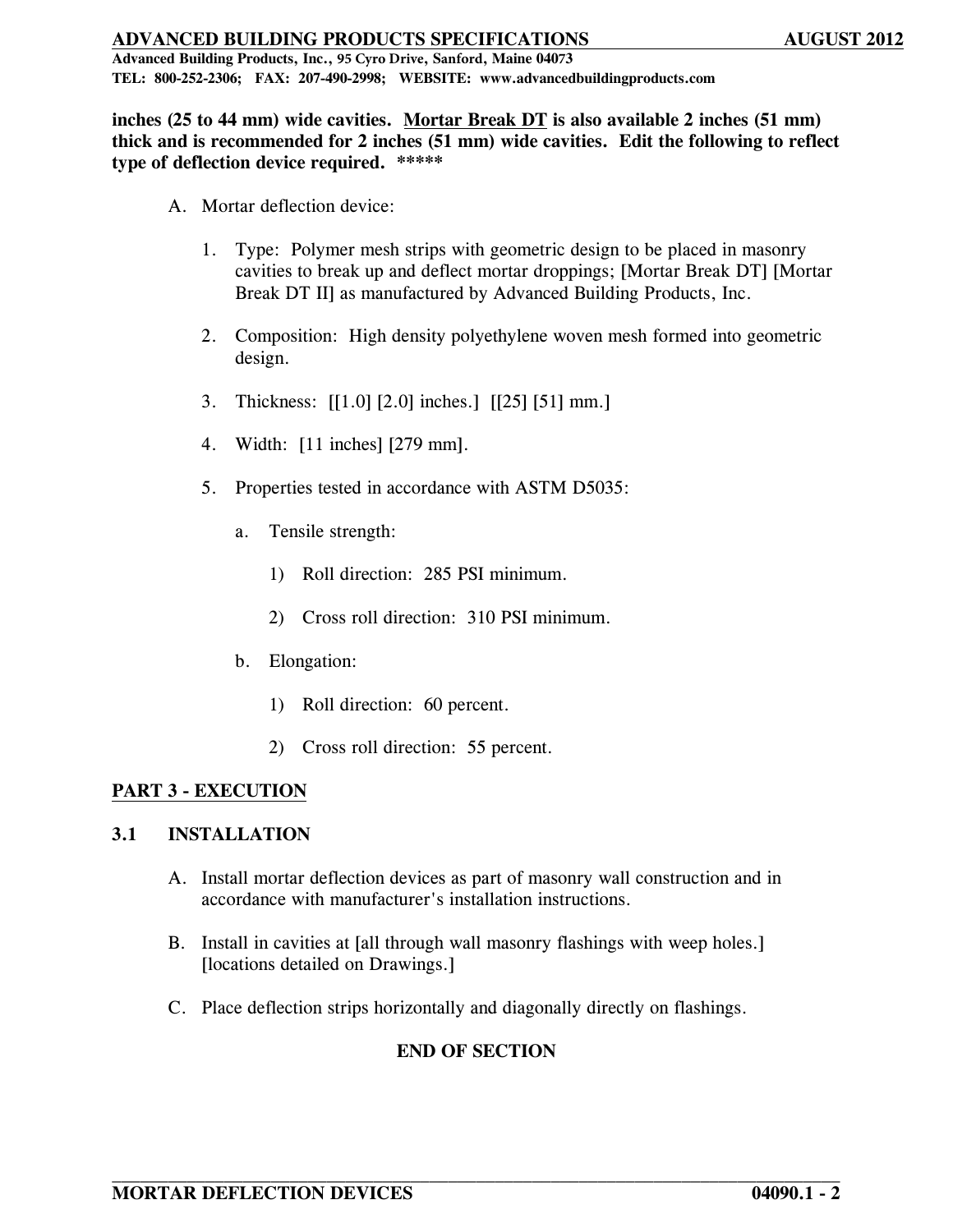**inches (25 to 44 mm) wide cavities. Mortar Break DT is also available 2 inches (51 mm) thick and is recommended for 2 inches (51 mm) wide cavities. Edit the following to reflect type of deflection device required. *****

A. Mortar deflection device:

   1. Type: Polymer mesh strips with geometric design to be placed in masonry cavities to break up and deflect mortar droppings; [Mortar Break DT] [Mortar Break DT II] as manufactured by Advanced Building Products, Inc.

   2. Composition: High density polyethylene woven mesh formed into geometric design.

   3. Thickness: [[1.0] [2.0] inches.] [[25] [51] mm.]

   4. Width: [11 inches] [279 mm].

   5. Properties tested in accordance with ASTM D5035:

      a. Tensile strength:

         1) Roll direction: 285 PSI minimum.

         2) Cross roll direction: 310 PSI minimum.

      b. Elongation:

         1) Roll direction: 60 percent.

         2) Cross roll direction: 55 percent.

## PART 3 - EXECUTION

### 3.1 INSTALLATION

A. Install mortar deflection devices as part of masonry wall construction and in accordance with manufacturer's installation instructions.

B. Install in cavities at [all through wall masonry flashings with weep holes.] [locations detailed on Drawings.]

C. Place deflection strips horizontally and diagonally directly on flashings.

**END OF SECTION**